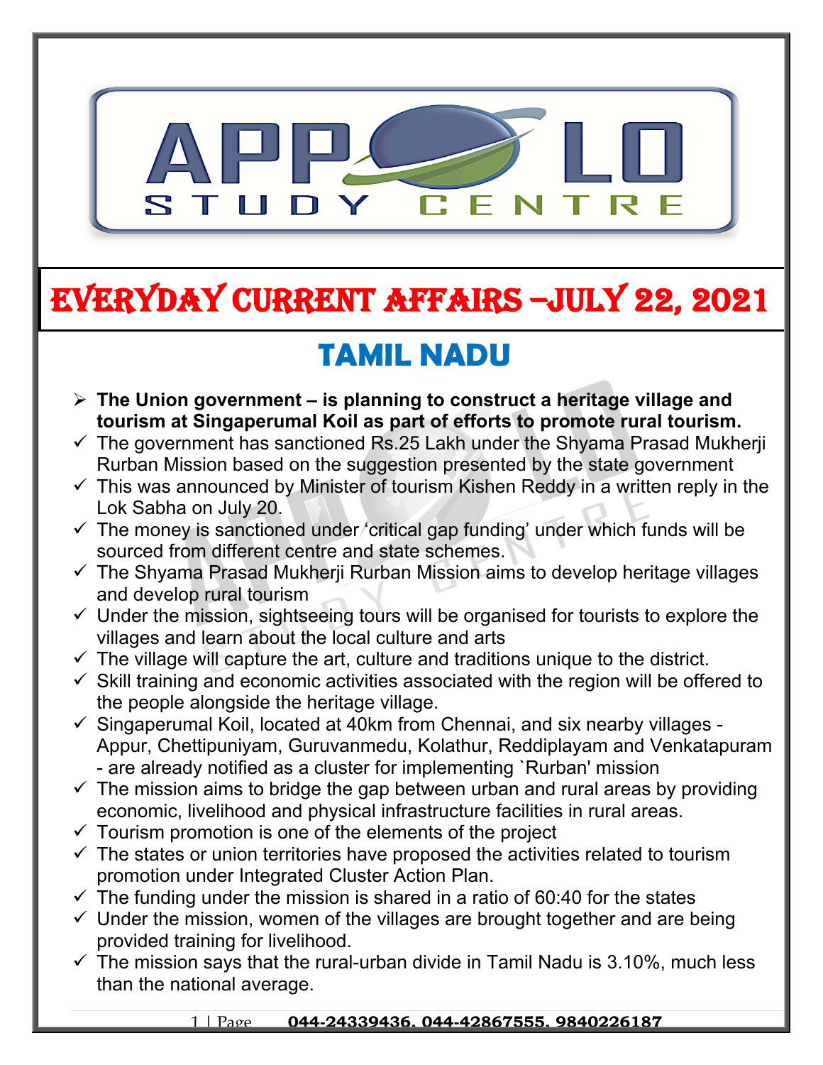# EVERYDAY CURRENT AFFAIRS –JULY 22, 2021

## TAMIL NADU

- **The Union government – is planning to construct a heritage village and tourism at Singaperumal Koil as part of efforts to promote rural tourism.**
  - The government has sanctioned Rs.25 Lakh under the Shyama Prasad Mukherji Rurban Mission based on the suggestion presented by the state government
  - This was announced by Minister of tourism Kishen Reddy in a written reply in the Lok Sabha on July 20.
  - The money is sanctioned under 'critical gap funding' under which funds will be sourced from different centre and state schemes.
  - The Shyama Prasad Mukherji Rurban Mission aims to develop heritage villages and develop rural tourism
  - Under the mission, sightseeing tours will be organised for tourists to explore the villages and learn about the local culture and arts
  - The village will capture the art, culture and traditions unique to the district.
  - Skill training and economic activities associated with the region will be offered to the people alongside the heritage village.
  - Singaperumal Koil, located at 40km from Chennai, and six nearby villages - Appur, Chettipuniyam, Guruvanmedu, Kolathur, Reddiplayam and Venkatapuram - are already notified as a cluster for implementing `Rurban' mission
  - The mission aims to bridge the gap between urban and rural areas by providing economic, livelihood and physical infrastructure facilities in rural areas.
  - Tourism promotion is one of the elements of the project
  - The states or union territories have proposed the activities related to tourism promotion under Integrated Cluster Action Plan.
  - The funding under the mission is shared in a ratio of 60:40 for the states
  - Under the mission, women of the villages are brought together and are being provided training for livelihood.
  - The mission says that the rural-urban divide in Tamil Nadu is 3.10%, much less than the national average.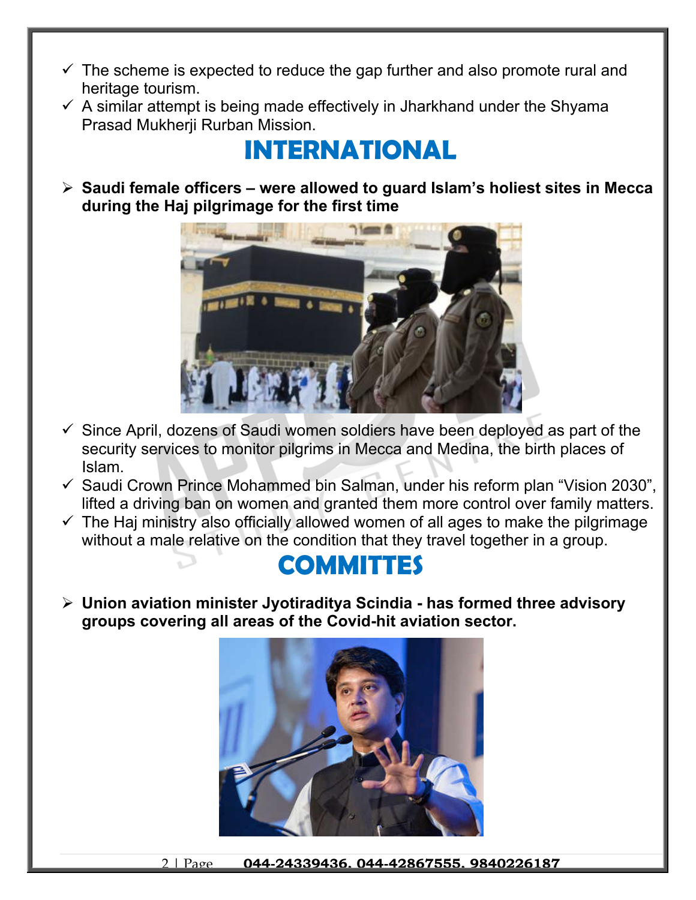- ✓ The scheme is expected to reduce the gap further and also promote rural and heritage tourism.
- ✓ A similar attempt is being made effectively in Jharkhand under the Shyama Prasad Mukherji Rurban Mission.

# INTERNATIONAL

- **Saudi female officers – were allowed to guard Islam's holiest sites in Mecca during the Haj pilgrimage for the first time**

- ✓ Since April, dozens of Saudi women soldiers have been deployed as part of the security services to monitor pilgrims in Mecca and Medina, the birth places of Islam.
- ✓ Saudi Crown Prince Mohammed bin Salman, under his reform plan "Vision 2030", lifted a driving ban on women and granted them more control over family matters.
- ✓ The Haj ministry also officially allowed women of all ages to make the pilgrimage without a male relative on the condition that they travel together in a group.

# COMMITTES

- **Union aviation minister Jyotiraditya Scindia - has formed three advisory groups covering all areas of the Covid-hit aviation sector.**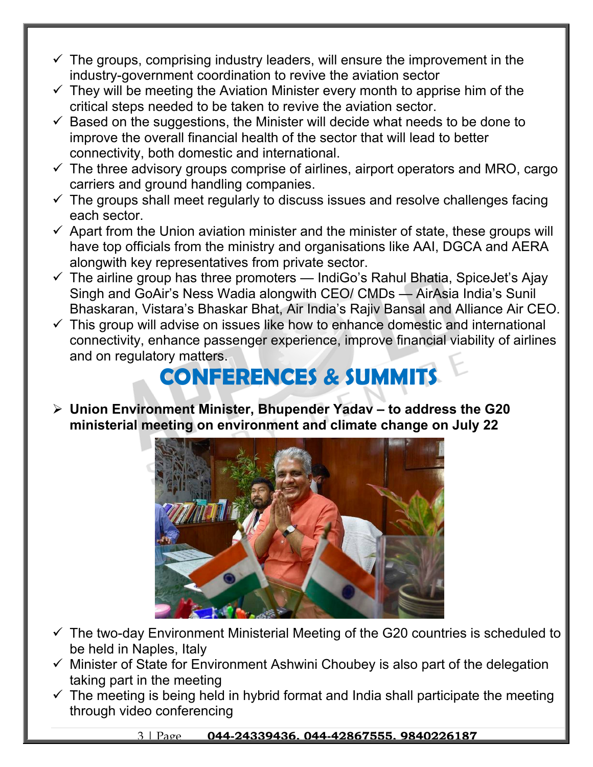- ✓ The groups, comprising industry leaders, will ensure the improvement in the industry-government coordination to revive the aviation sector
- ✓ They will be meeting the Aviation Minister every month to apprise him of the critical steps needed to be taken to revive the aviation sector.
- ✓ Based on the suggestions, the Minister will decide what needs to be done to improve the overall financial health of the sector that will lead to better connectivity, both domestic and international.
- ✓ The three advisory groups comprise of airlines, airport operators and MRO, cargo carriers and ground handling companies.
- ✓ The groups shall meet regularly to discuss issues and resolve challenges facing each sector.
- ✓ Apart from the Union aviation minister and the minister of state, these groups will have top officials from the ministry and organisations like AAI, DGCA and AERA alongwith key representatives from private sector.
- ✓ The airline group has three promoters — IndiGo's Rahul Bhatia, SpiceJet's Ajay Singh and GoAir's Ness Wadia alongwith CEO/ CMDs — AirAsia India's Sunil Bhaskaran, Vistara's Bhaskar Bhat, Air India's Rajiv Bansal and Alliance Air CEO.
- ✓ This group will advise on issues like how to enhance domestic and international connectivity, enhance passenger experience, improve financial viability of airlines and on regulatory matters.

# CONFERENCES & SUMMITS

- **Union Environment Minister, Bhupender Yadav – to address the G20 ministerial meeting on environment and climate change on July 22**

- ✓ The two-day Environment Ministerial Meeting of the G20 countries is scheduled to be held in Naples, Italy
- ✓ Minister of State for Environment Ashwini Choubey is also part of the delegation taking part in the meeting
- ✓ The meeting is being held in hybrid format and India shall participate the meeting through video conferencing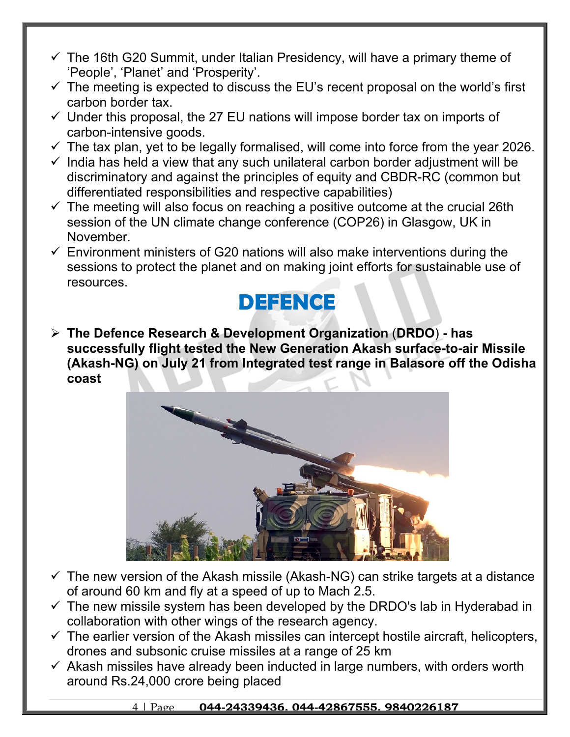- ✓ The 16th G20 Summit, under Italian Presidency, will have a primary theme of 'People', 'Planet' and 'Prosperity'.
- ✓ The meeting is expected to discuss the EU's recent proposal on the world's first carbon border tax.
- ✓ Under this proposal, the 27 EU nations will impose border tax on imports of carbon-intensive goods.
- ✓ The tax plan, yet to be legally formalised, will come into force from the year 2026.
- ✓ India has held a view that any such unilateral carbon border adjustment will be discriminatory and against the principles of equity and CBDR-RC (common but differentiated responsibilities and respective capabilities)
- ✓ The meeting will also focus on reaching a positive outcome at the crucial 26th session of the UN climate change conference (COP26) in Glasgow, UK in November.
- ✓ Environment ministers of G20 nations will also make interventions during the sessions to protect the planet and on making joint efforts for sustainable use of resources.

# DEFENCE

- **The Defence Research & Development Organization (DRDO) - has successfully flight tested the New Generation Akash surface-to-air Missile (Akash-NG) on July 21 from Integrated test range in Balasore off the Odisha coast**

- ✓ The new version of the Akash missile (Akash-NG) can strike targets at a distance of around 60 km and fly at a speed of up to Mach 2.5.
- ✓ The new missile system has been developed by the DRDO's lab in Hyderabad in collaboration with other wings of the research agency.
- ✓ The earlier version of the Akash missiles can intercept hostile aircraft, helicopters, drones and subsonic cruise missiles at a range of 25 km
- ✓ Akash missiles have already been inducted in large numbers, with orders worth around Rs.24,000 crore being placed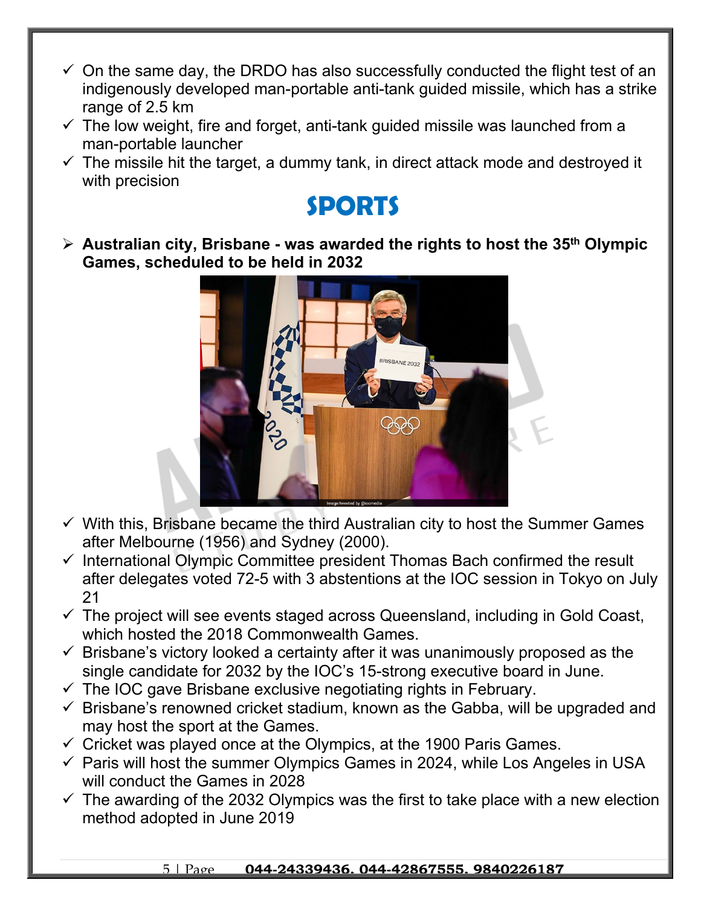- ✓ On the same day, the DRDO has also successfully conducted the flight test of an indigenously developed man-portable anti-tank guided missile, which has a strike range of 2.5 km
- ✓ The low weight, fire and forget, anti-tank guided missile was launched from a man-portable launcher
- ✓ The missile hit the target, a dummy tank, in direct attack mode and destroyed it with precision

# SPORTS

- **Australian city, Brisbane - was awarded the rights to host the 35th Olympic Games, scheduled to be held in 2032**

- ✓ With this, Brisbane became the third Australian city to host the Summer Games after Melbourne (1956) and Sydney (2000).
- ✓ International Olympic Committee president Thomas Bach confirmed the result after delegates voted 72-5 with 3 abstentions at the IOC session in Tokyo on July 21
- ✓ The project will see events staged across Queensland, including in Gold Coast, which hosted the 2018 Commonwealth Games.
- ✓ Brisbane's victory looked a certainty after it was unanimously proposed as the single candidate for 2032 by the IOC's 15-strong executive board in June.
- ✓ The IOC gave Brisbane exclusive negotiating rights in February.
- ✓ Brisbane's renowned cricket stadium, known as the Gabba, will be upgraded and may host the sport at the Games.
- ✓ Cricket was played once at the Olympics, at the 1900 Paris Games.
- ✓ Paris will host the summer Olympics Games in 2024, while Los Angeles in USA will conduct the Games in 2028
- ✓ The awarding of the 2032 Olympics was the first to take place with a new election method adopted in June 2019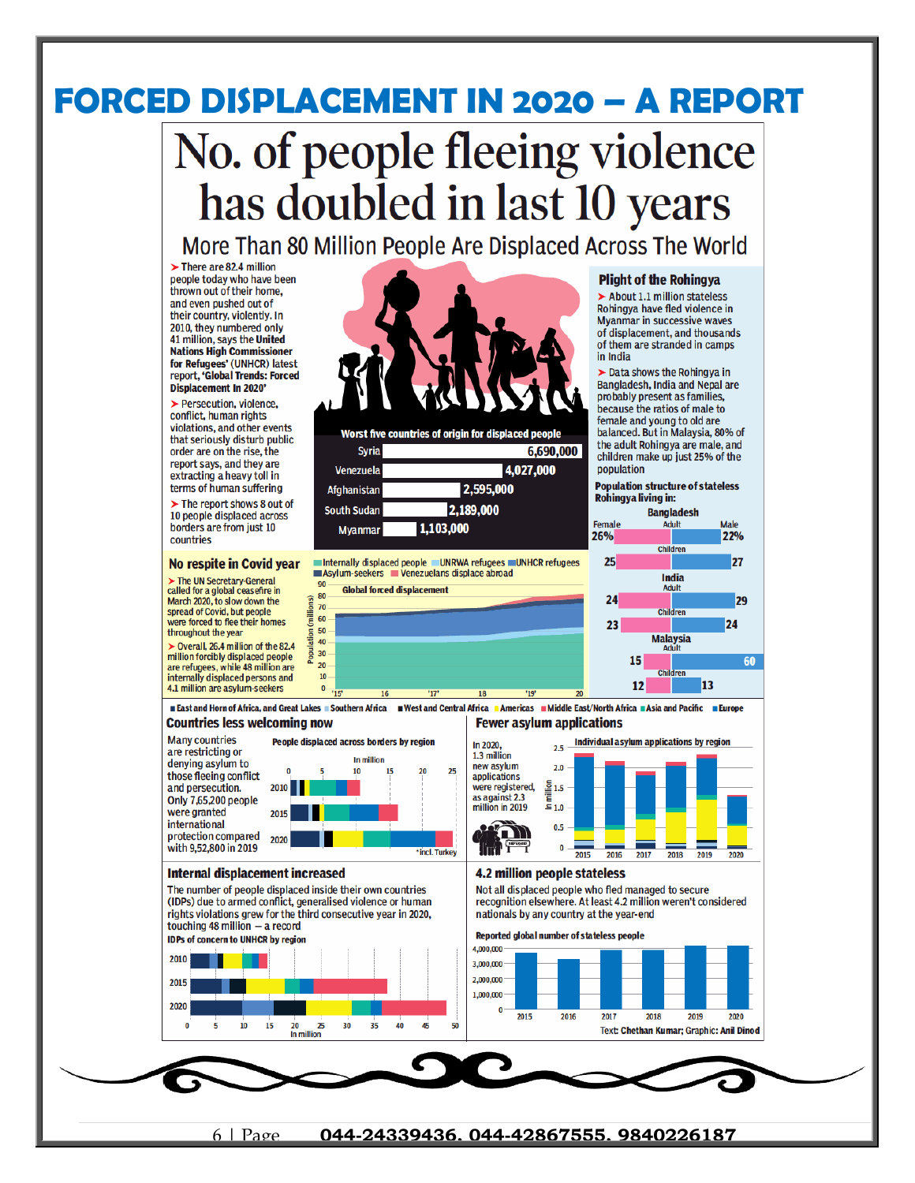# FORCED DISPLACEMENT IN 2020 – A REPORT

# No. of people fleeing violence has doubled in last 10 years

## More Than 80 Million People Are Displaced Across The World

- There are 82.4 million people today who have been thrown out of their home, and even pushed out of their country, violently. In 2010, they numbered only 41 million, says the **United Nations High Commissioner for Refugees'** (UNHCR) latest report, **'Global Trends: Forced Displacement In 2020'**
- Persecution, violence, conflict, human rights violations, and other events that seriously disturb public order are on the rise, the report says, and they are extracting a heavy toll in terms of human suffering
- The report shows 8 out of 10 people displaced across borders are from just 10 countries

**Worst five countries of origin for displaced people**

Syria 6,690,000
Venezuela 4,027,000
Afghanistan 2,595,000
South Sudan 2,189,000
Myanmar 1,103,000

### Plight of the Rohingya

- About 1.1 million stateless Rohingya have fled violence in Myanmar in successive waves of displacement, and thousands of them are stranded in camps in India
- Data shows the Rohingya in Bangladesh, India and Nepal are probably present as families, because the ratios of male to female and young to old are balanced. But in Malaysia, 80% of the adult Rohingya are male, and children make up just 25% of the population

**Population structure of stateless Rohingya living in:**

Bangladesh
Female Adult Male
26% 22%
Children
25 27

India
Adult
24 29
Children
23 24

Malaysia
Adult
15 60
Children
12 13

### No respite in Covid year

- The UN Secretary-General called for a global ceasefire in March 2020, to slow down the spread of Covid, but people were forced to flee their homes throughout the year
- Overall, 26.4 million of the 82.4 million forcibly displaced people are refugees, while 48 million are internally displaced persons and 4.1 million are asylum-seekers

Internally displaced people, UNRWA refugees, UNHCR refugees, Asylum-seekers, Venezuelans displace abroad

**Global forced displacement**

Population (millions)
0 10 20 30 40 50 60 70 80 90
'15 16 '17 18 '19 20

East and Horn of Africa, and Great Lakes, Southern Africa, West and Central Africa, Americas, Middle East/North Africa, Asia and Pacific, Europe

### Countries less welcoming now

Many countries are restricting or denying asylum to those fleeing conflict and persecution. Only 7,65,200 people were granted international protection compared with 9,52,800 in 2019

**People displaced across borders by region**

In million
0 5 10 15 20 25
2010
2015
2020
*incl. Turkey

### Fewer asylum applications

In 2020, 1.3 million new asylum applications were registered, as against 2.3 million in 2019

**Individual asylum applications by region**

In million
0 0.5 1.0 1.5 2.0 2.5
2015 2016 2017 2018 2019 2020

### Internal displacement increased

The number of people displaced inside their own countries (IDPs) due to armed conflict, generalised violence or human rights violations grew for the third consecutive year in 2020, touching 48 million — a record

**IDPs of concern to UNHCR by region**

2010
2015
2020
0 5 10 15 20 25 30 35 40 45 50
In million

### 4.2 million people stateless

Not all displaced people who fled managed to secure recognition elsewhere. At least 4.2 million weren't considered nationals by any country at the year-end

**Reported global number of stateless people**

0 1,000,000 2,000,000 3,000,000 4,000,000
2015 2016 2017 2018 2019 2020

Text: Chethan Kumar; Graphic: Anil Dinod

044-24339436, 044-42867555, 9840226187